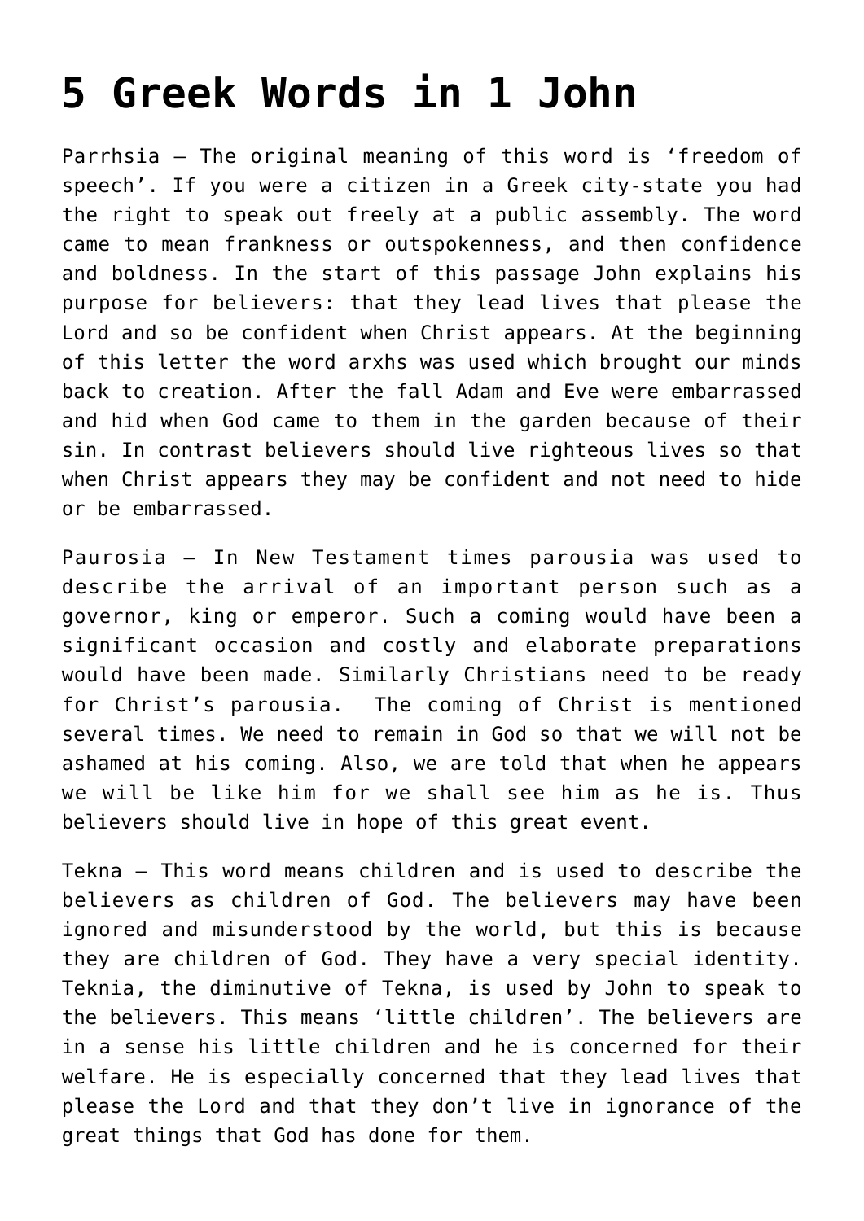# 5 Greek Words in 1 John

Parrhsia – The original meaning of this word is 'freedom of speech'. If you were a citizen in a Greek city-state you had the right to speak out freely at a public assembly. The word came to mean frankness or outspokenness, and then confidence and boldness. In the start of this passage John explains his purpose for believers: that they lead lives that please the Lord and so be confident when Christ appears. At the beginning of this letter the word arxhs was used which brought our minds back to creation. After the fall Adam and Eve were embarrassed and hid when God came to them in the garden because of their sin. In contrast believers should live righteous lives so that when Christ appears they may be confident and not need to hide or be embarrassed.

Paurosia – In New Testament times parousia was used to describe the arrival of an important person such as a governor, king or emperor. Such a coming would have been a significant occasion and costly and elaborate preparations would have been made. Similarly Christians need to be ready for Christ's parousia. The coming of Christ is mentioned several times. We need to remain in God so that we will not be ashamed at his coming. Also, we are told that when he appears we will be like him for we shall see him as he is. Thus believers should live in hope of this great event.

Tekna – This word means children and is used to describe the believers as children of God. The believers may have been ignored and misunderstood by the world, but this is because they are children of God. They have a very special identity. Teknia, the diminutive of Tekna, is used by John to speak to the believers. This means 'little children'. The believers are in a sense his little children and he is concerned for their welfare. He is especially concerned that they lead lives that please the Lord and that they don't live in ignorance of the great things that God has done for them.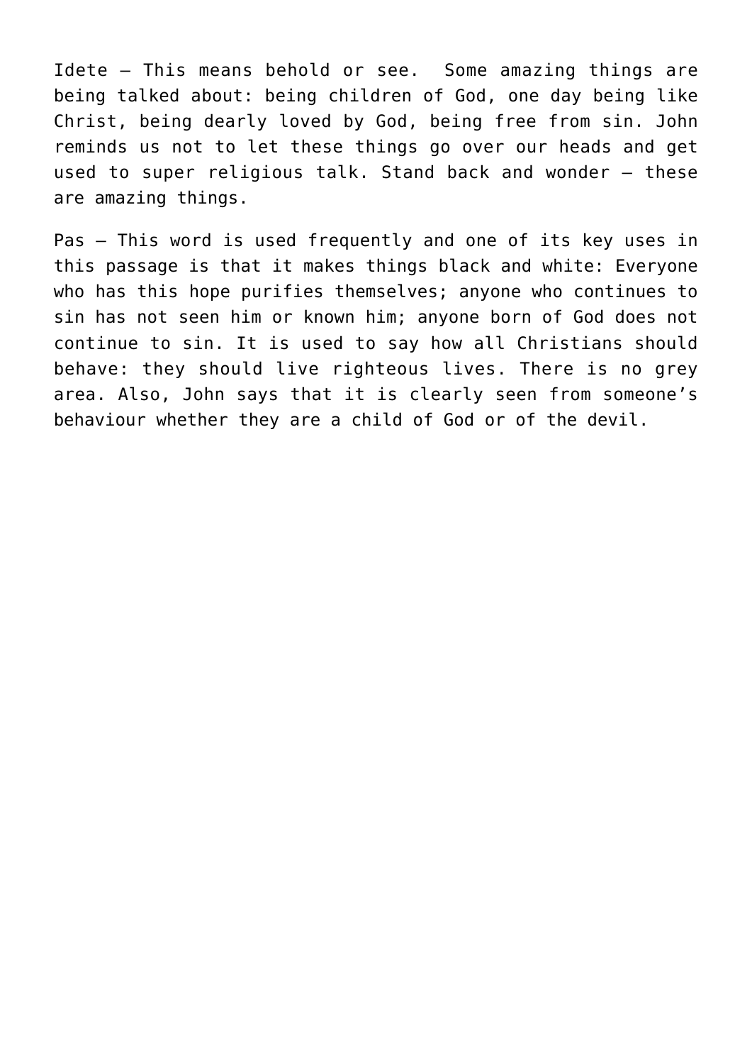Idete – This means behold or see.  Some amazing things are being talked about: being children of God, one day being like Christ, being dearly loved by God, being free from sin. John reminds us not to let these things go over our heads and get used to super religious talk. Stand back and wonder – these are amazing things.

Pas – This word is used frequently and one of its key uses in this passage is that it makes things black and white: Everyone who has this hope purifies themselves; anyone who continues to sin has not seen him or known him; anyone born of God does not continue to sin. It is used to say how all Christians should behave: they should live righteous lives. There is no grey area. Also, John says that it is clearly seen from someone's behaviour whether they are a child of God or of the devil.